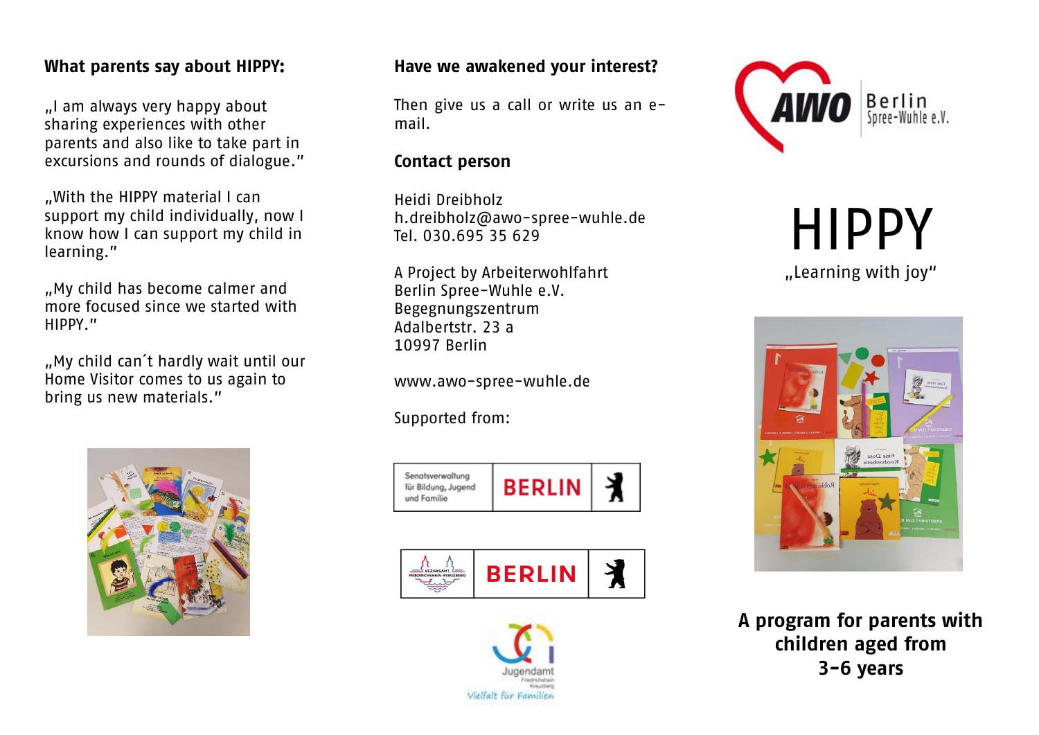## What parents say about HIPPY:

„I am always very happy about sharing experiences with other parents and also like to take part in excursions and rounds of dialogue."

„With the HIPPY material I can support my child individually, now I know how I can support my child in learning."

„My child has become calmer and more focused since we started with HIPPY."

„My child can´t hardly wait until our Home Visitor comes to us again to bring us new materials."

## Have we awakened your interest?

Then give us a call or write us an e-mail.

## Contact person

Heidi Dreibholz
h.dreibholz@awo-spree-wuhle.de
Tel. 030.695 35 629

A Project by Arbeiterwohlfahrt
Berlin Spree-Wuhle e.V.
Begegnungszentrum
Adalbertstr. 23 a
10997 Berlin

www.awo-spree-wuhle.de

Supported from:

Senatsverwaltung für Bildung, Jugend und Familie BERLIN

Bezirksamt Friedrichshain-Kreuzberg BERLIN

Jugendamt Friedrichshain Kreuzberg
Vielfalt für Familien

AWO Berlin Spree-Wuhle e.V.

# HIPPY

„Learning with joy"

**A program for parents with children aged from 3-6 years**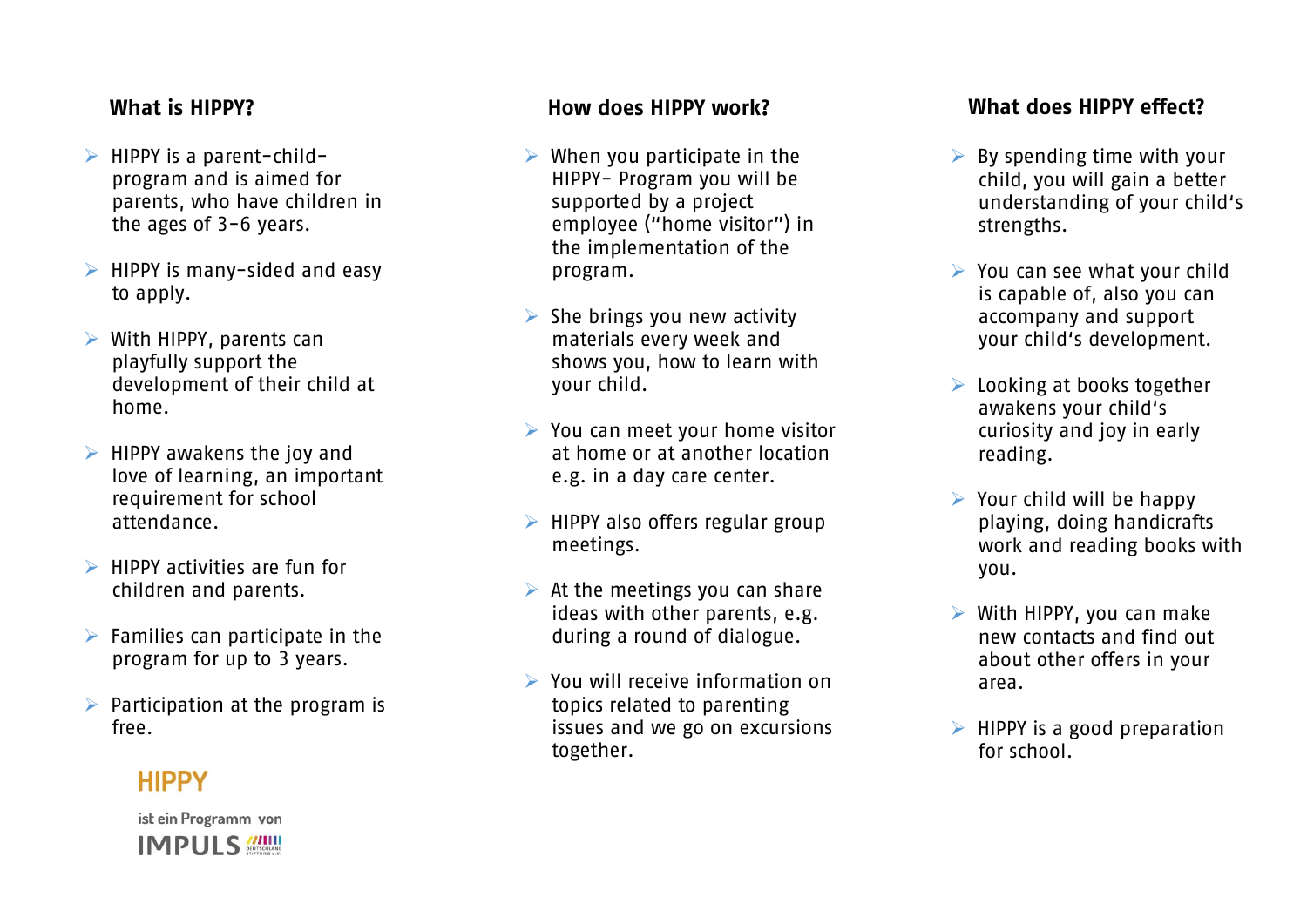## What is HIPPY?

- HIPPY is a parent-child-program and is aimed for parents, who have children in the ages of 3-6 years.
- HIPPY is many-sided and easy to apply.
- With HIPPY, parents can playfully support the development of their child at home.
- HIPPY awakens the joy and love of learning, an important requirement for school attendance.
- HIPPY activities are fun for children and parents.
- Families can participate in the program for up to 3 years.
- Participation at the program is free.

HIPPY

ist ein Programm von

IMPULS DEUTSCHLAND STIFTUNG e.V.

## How does HIPPY work?

- When you participate in the HIPPY- Program you will be supported by a project employee ("home visitor") in the implementation of the program.
- She brings you new activity materials every week and shows you, how to learn with your child.
- You can meet your home visitor at home or at another location e.g. in a day care center.
- HIPPY also offers regular group meetings.
- At the meetings you can share ideas with other parents, e.g. during a round of dialogue.
- You will receive information on topics related to parenting issues and we go on excursions together.

## What does HIPPY effect?

- By spending time with your child, you will gain a better understanding of your child's strengths.
- You can see what your child is capable of, also you can accompany and support your child's development.
- Looking at books together awakens your child's curiosity and joy in early reading.
- Your child will be happy playing, doing handicrafts work and reading books with you.
- With HIPPY, you can make new contacts and find out about other offers in your area.
- HIPPY is a good preparation for school.